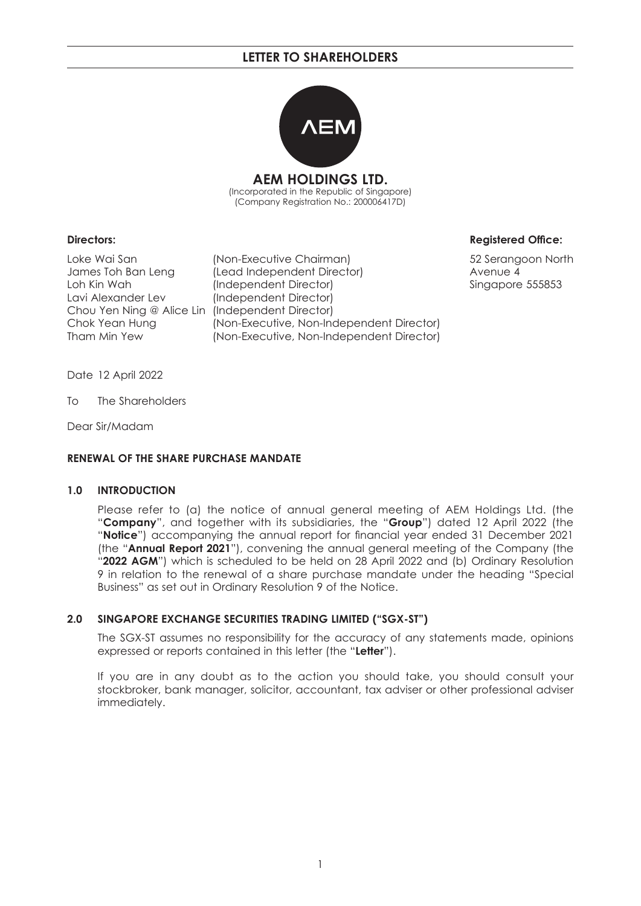# LETTER TO SHAREHOLDERS

**AEM HOLDINGS LTD.**
(Incorporated in the Republic of Singapore)
(Company Registration No.: 200006417D)

**Directors:**

Loke Wai San (Non-Executive Chairman)
James Toh Ban Leng (Lead Independent Director)
Loh Kin Wah (Independent Director)
Lavi Alexander Lev (Independent Director)
Chou Yen Ning @ Alice Lin (Independent Director)
Chok Yean Hung (Non-Executive, Non-Independent Director)
Tham Min Yew (Non-Executive, Non-Independent Director)

**Registered Office:**

52 Serangoon North Avenue 4
Singapore 555853

Date 12 April 2022

To The Shareholders

Dear Sir/Madam

**RENEWAL OF THE SHARE PURCHASE MANDATE**

## 1.0 INTRODUCTION

Please refer to (a) the notice of annual general meeting of AEM Holdings Ltd. (the "**Company**", and together with its subsidiaries, the "**Group**") dated 12 April 2022 (the "**Notice**") accompanying the annual report for financial year ended 31 December 2021 (the "**Annual Report 2021**"), convening the annual general meeting of the Company (the "**2022 AGM**") which is scheduled to be held on 28 April 2022 and (b) Ordinary Resolution 9 in relation to the renewal of a share purchase mandate under the heading "Special Business" as set out in Ordinary Resolution 9 of the Notice.

## 2.0 SINGAPORE EXCHANGE SECURITIES TRADING LIMITED ("SGX-ST")

The SGX-ST assumes no responsibility for the accuracy of any statements made, opinions expressed or reports contained in this letter (the "**Letter**").

If you are in any doubt as to the action you should take, you should consult your stockbroker, bank manager, solicitor, accountant, tax adviser or other professional adviser immediately.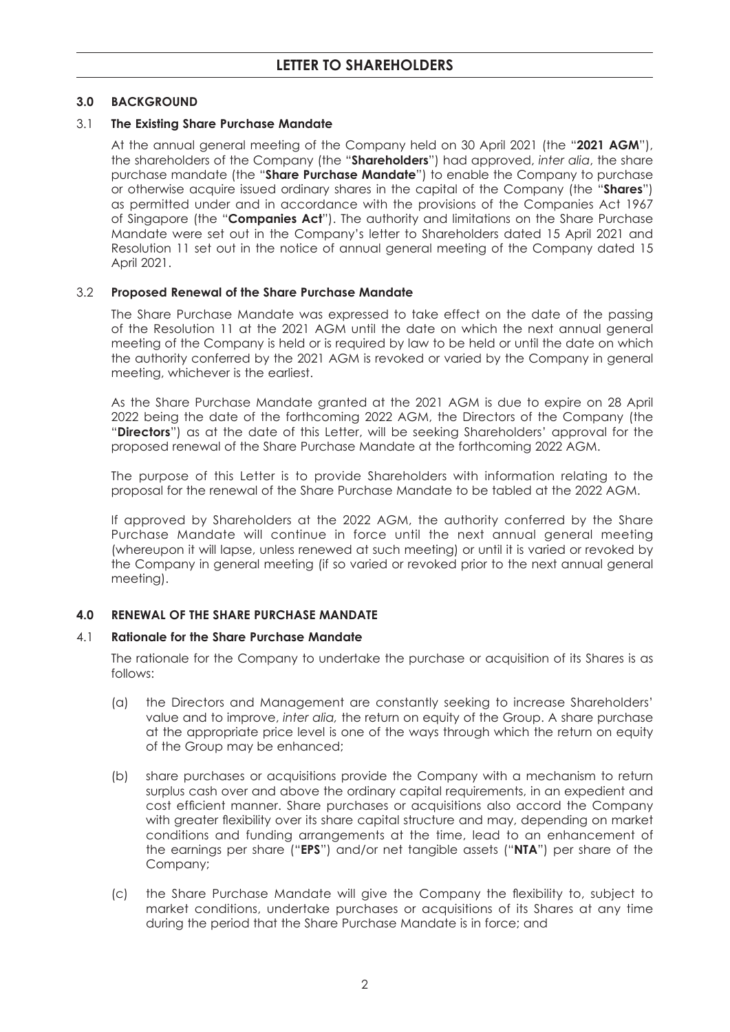## LETTER TO SHAREHOLDERS

### 3.0 BACKGROUND

#### 3.1 The Existing Share Purchase Mandate

At the annual general meeting of the Company held on 30 April 2021 (the "**2021 AGM**"), the shareholders of the Company (the "**Shareholders**") had approved, *inter alia*, the share purchase mandate (the "**Share Purchase Mandate**") to enable the Company to purchase or otherwise acquire issued ordinary shares in the capital of the Company (the "**Shares**") as permitted under and in accordance with the provisions of the Companies Act 1967 of Singapore (the "**Companies Act**"). The authority and limitations on the Share Purchase Mandate were set out in the Company's letter to Shareholders dated 15 April 2021 and Resolution 11 set out in the notice of annual general meeting of the Company dated 15 April 2021.

#### 3.2 Proposed Renewal of the Share Purchase Mandate

The Share Purchase Mandate was expressed to take effect on the date of the passing of the Resolution 11 at the 2021 AGM until the date on which the next annual general meeting of the Company is held or is required by law to be held or until the date on which the authority conferred by the 2021 AGM is revoked or varied by the Company in general meeting, whichever is the earliest.

As the Share Purchase Mandate granted at the 2021 AGM is due to expire on 28 April 2022 being the date of the forthcoming 2022 AGM, the Directors of the Company (the "**Directors**") as at the date of this Letter, will be seeking Shareholders' approval for the proposed renewal of the Share Purchase Mandate at the forthcoming 2022 AGM.

The purpose of this Letter is to provide Shareholders with information relating to the proposal for the renewal of the Share Purchase Mandate to be tabled at the 2022 AGM.

If approved by Shareholders at the 2022 AGM, the authority conferred by the Share Purchase Mandate will continue in force until the next annual general meeting (whereupon it will lapse, unless renewed at such meeting) or until it is varied or revoked by the Company in general meeting (if so varied or revoked prior to the next annual general meeting).

### 4.0 RENEWAL OF THE SHARE PURCHASE MANDATE

#### 4.1 Rationale for the Share Purchase Mandate

The rationale for the Company to undertake the purchase or acquisition of its Shares is as follows:

(a) the Directors and Management are constantly seeking to increase Shareholders' value and to improve, *inter alia,* the return on equity of the Group. A share purchase at the appropriate price level is one of the ways through which the return on equity of the Group may be enhanced;

(b) share purchases or acquisitions provide the Company with a mechanism to return surplus cash over and above the ordinary capital requirements, in an expedient and cost efficient manner. Share purchases or acquisitions also accord the Company with greater flexibility over its share capital structure and may, depending on market conditions and funding arrangements at the time, lead to an enhancement of the earnings per share ("**EPS**") and/or net tangible assets ("**NTA**") per share of the Company;

(c) the Share Purchase Mandate will give the Company the flexibility to, subject to market conditions, undertake purchases or acquisitions of its Shares at any time during the period that the Share Purchase Mandate is in force; and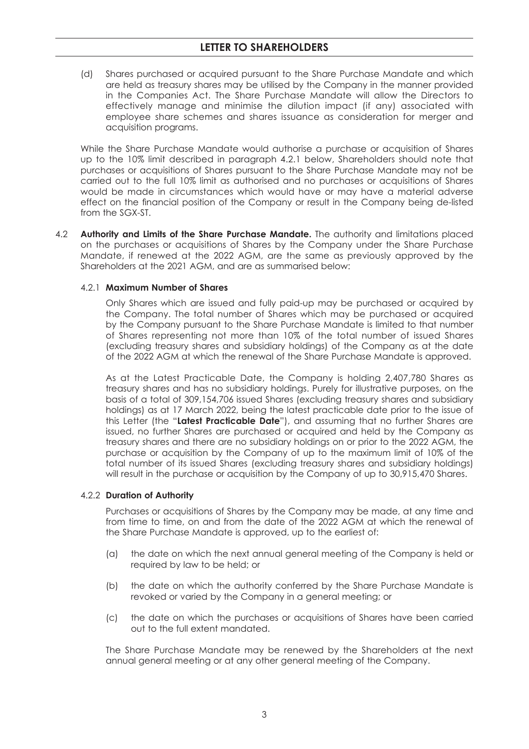(d) Shares purchased or acquired pursuant to the Share Purchase Mandate and which are held as treasury shares may be utilised by the Company in the manner provided in the Companies Act. The Share Purchase Mandate will allow the Directors to effectively manage and minimise the dilution impact (if any) associated with employee share schemes and shares issuance as consideration for merger and acquisition programs.

While the Share Purchase Mandate would authorise a purchase or acquisition of Shares up to the 10% limit described in paragraph 4.2.1 below, Shareholders should note that purchases or acquisitions of Shares pursuant to the Share Purchase Mandate may not be carried out to the full 10% limit as authorised and no purchases or acquisitions of Shares would be made in circumstances which would have or may have a material adverse effect on the financial position of the Company or result in the Company being de-listed from the SGX-ST.

4.2 **Authority and Limits of the Share Purchase Mandate.** The authority and limitations placed on the purchases or acquisitions of Shares by the Company under the Share Purchase Mandate, if renewed at the 2022 AGM, are the same as previously approved by the Shareholders at the 2021 AGM, and are as summarised below:

#### 4.2.1 Maximum Number of Shares

Only Shares which are issued and fully paid-up may be purchased or acquired by the Company. The total number of Shares which may be purchased or acquired by the Company pursuant to the Share Purchase Mandate is limited to that number of Shares representing not more than 10% of the total number of issued Shares (excluding treasury shares and subsidiary holdings) of the Company as at the date of the 2022 AGM at which the renewal of the Share Purchase Mandate is approved.

As at the Latest Practicable Date, the Company is holding 2,407,780 Shares as treasury shares and has no subsidiary holdings. Purely for illustrative purposes, on the basis of a total of 309,154,706 issued Shares (excluding treasury shares and subsidiary holdings) as at 17 March 2022, being the latest practicable date prior to the issue of this Letter (the "**Latest Practicable Date**"), and assuming that no further Shares are issued, no further Shares are purchased or acquired and held by the Company as treasury shares and there are no subsidiary holdings on or prior to the 2022 AGM, the purchase or acquisition by the Company of up to the maximum limit of 10% of the total number of its issued Shares (excluding treasury shares and subsidiary holdings) will result in the purchase or acquisition by the Company of up to 30,915,470 Shares.

#### 4.2.2 Duration of Authority

Purchases or acquisitions of Shares by the Company may be made, at any time and from time to time, on and from the date of the 2022 AGM at which the renewal of the Share Purchase Mandate is approved, up to the earliest of:

(a) the date on which the next annual general meeting of the Company is held or required by law to be held; or

(b) the date on which the authority conferred by the Share Purchase Mandate is revoked or varied by the Company in a general meeting; or

(c) the date on which the purchases or acquisitions of Shares have been carried out to the full extent mandated.

The Share Purchase Mandate may be renewed by the Shareholders at the next annual general meeting or at any other general meeting of the Company.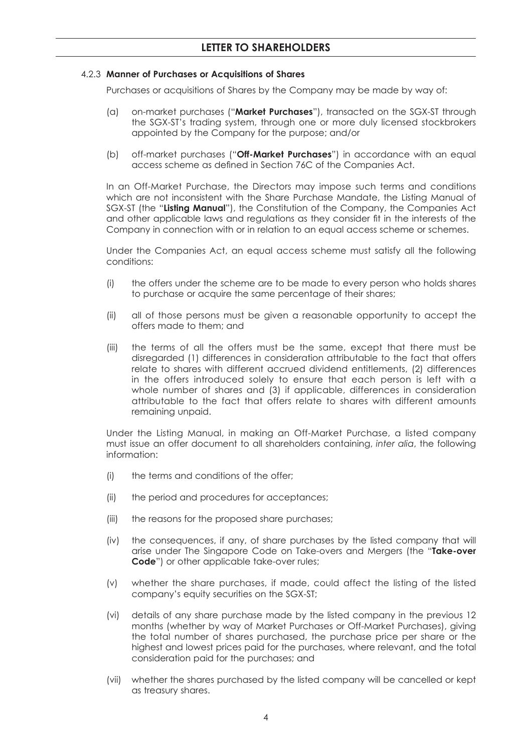#### 4.2.3 **Manner of Purchases or Acquisitions of Shares**

Purchases or acquisitions of Shares by the Company may be made by way of:

(a) on-market purchases ("**Market Purchases**"), transacted on the SGX-ST through the SGX-ST's trading system, through one or more duly licensed stockbrokers appointed by the Company for the purpose; and/or

(b) off-market purchases ("**Off-Market Purchases**") in accordance with an equal access scheme as defined in Section 76C of the Companies Act.

In an Off-Market Purchase, the Directors may impose such terms and conditions which are not inconsistent with the Share Purchase Mandate, the Listing Manual of SGX-ST (the "**Listing Manual**"), the Constitution of the Company, the Companies Act and other applicable laws and regulations as they consider fit in the interests of the Company in connection with or in relation to an equal access scheme or schemes.

Under the Companies Act, an equal access scheme must satisfy all the following conditions:

(i) the offers under the scheme are to be made to every person who holds shares to purchase or acquire the same percentage of their shares;

(ii) all of those persons must be given a reasonable opportunity to accept the offers made to them; and

(iii) the terms of all the offers must be the same, except that there must be disregarded (1) differences in consideration attributable to the fact that offers relate to shares with different accrued dividend entitlements, (2) differences in the offers introduced solely to ensure that each person is left with a whole number of shares and (3) if applicable, differences in consideration attributable to the fact that offers relate to shares with different amounts remaining unpaid.

Under the Listing Manual, in making an Off-Market Purchase, a listed company must issue an offer document to all shareholders containing, *inter alia*, the following information:

(i) the terms and conditions of the offer;

(ii) the period and procedures for acceptances;

(iii) the reasons for the proposed share purchases;

(iv) the consequences, if any, of share purchases by the listed company that will arise under The Singapore Code on Take-overs and Mergers (the "**Take-over Code**") or other applicable take-over rules;

(v) whether the share purchases, if made, could affect the listing of the listed company's equity securities on the SGX-ST;

(vi) details of any share purchase made by the listed company in the previous 12 months (whether by way of Market Purchases or Off-Market Purchases), giving the total number of shares purchased, the purchase price per share or the highest and lowest prices paid for the purchases, where relevant, and the total consideration paid for the purchases; and

(vii) whether the shares purchased by the listed company will be cancelled or kept as treasury shares.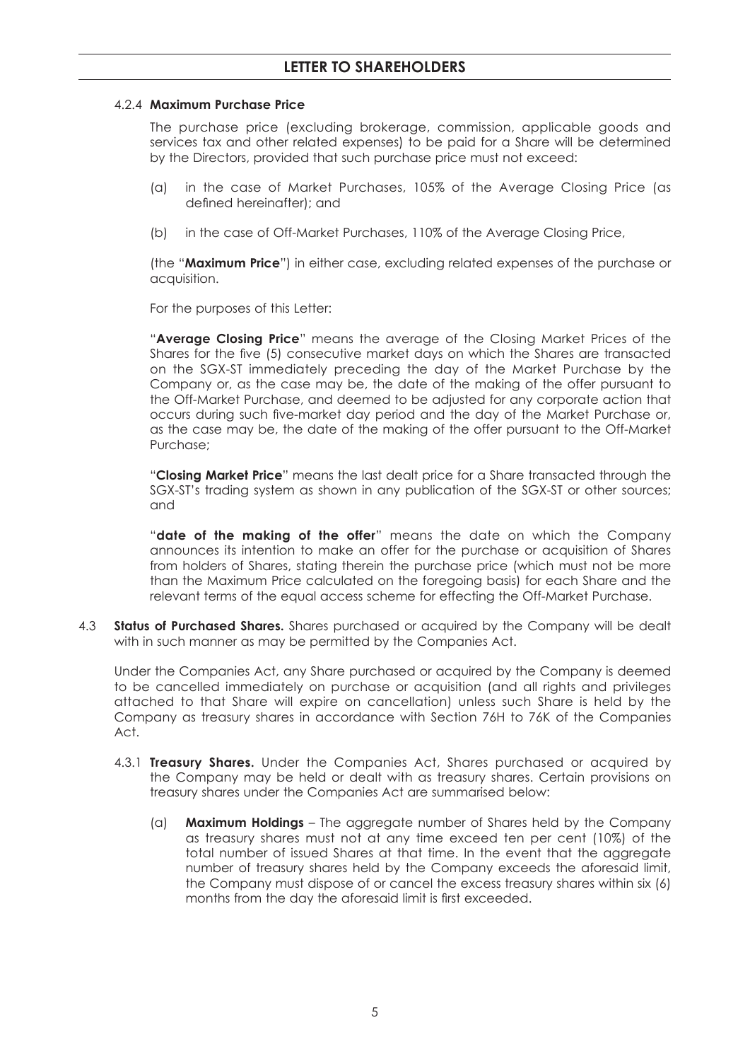#### 4.2.4 **Maximum Purchase Price**

The purchase price (excluding brokerage, commission, applicable goods and services tax and other related expenses) to be paid for a Share will be determined by the Directors, provided that such purchase price must not exceed:

(a) in the case of Market Purchases, 105% of the Average Closing Price (as defined hereinafter); and

(b) in the case of Off-Market Purchases, 110% of the Average Closing Price,

(the "**Maximum Price**") in either case, excluding related expenses of the purchase or acquisition.

For the purposes of this Letter:

"**Average Closing Price**" means the average of the Closing Market Prices of the Shares for the five (5) consecutive market days on which the Shares are transacted on the SGX-ST immediately preceding the day of the Market Purchase by the Company or, as the case may be, the date of the making of the offer pursuant to the Off-Market Purchase, and deemed to be adjusted for any corporate action that occurs during such five-market day period and the day of the Market Purchase or, as the case may be, the date of the making of the offer pursuant to the Off-Market Purchase;

"**Closing Market Price**" means the last dealt price for a Share transacted through the SGX-ST's trading system as shown in any publication of the SGX-ST or other sources; and

"**date of the making of the offer**" means the date on which the Company announces its intention to make an offer for the purchase or acquisition of Shares from holders of Shares, stating therein the purchase price (which must not be more than the Maximum Price calculated on the foregoing basis) for each Share and the relevant terms of the equal access scheme for effecting the Off-Market Purchase.

4.3 **Status of Purchased Shares.** Shares purchased or acquired by the Company will be dealt with in such manner as may be permitted by the Companies Act.

Under the Companies Act, any Share purchased or acquired by the Company is deemed to be cancelled immediately on purchase or acquisition (and all rights and privileges attached to that Share will expire on cancellation) unless such Share is held by the Company as treasury shares in accordance with Section 76H to 76K of the Companies Act.

4.3.1 **Treasury Shares.** Under the Companies Act, Shares purchased or acquired by the Company may be held or dealt with as treasury shares. Certain provisions on treasury shares under the Companies Act are summarised below:

(a) **Maximum Holdings** – The aggregate number of Shares held by the Company as treasury shares must not at any time exceed ten per cent (10%) of the total number of issued Shares at that time. In the event that the aggregate number of treasury shares held by the Company exceeds the aforesaid limit, the Company must dispose of or cancel the excess treasury shares within six (6) months from the day the aforesaid limit is first exceeded.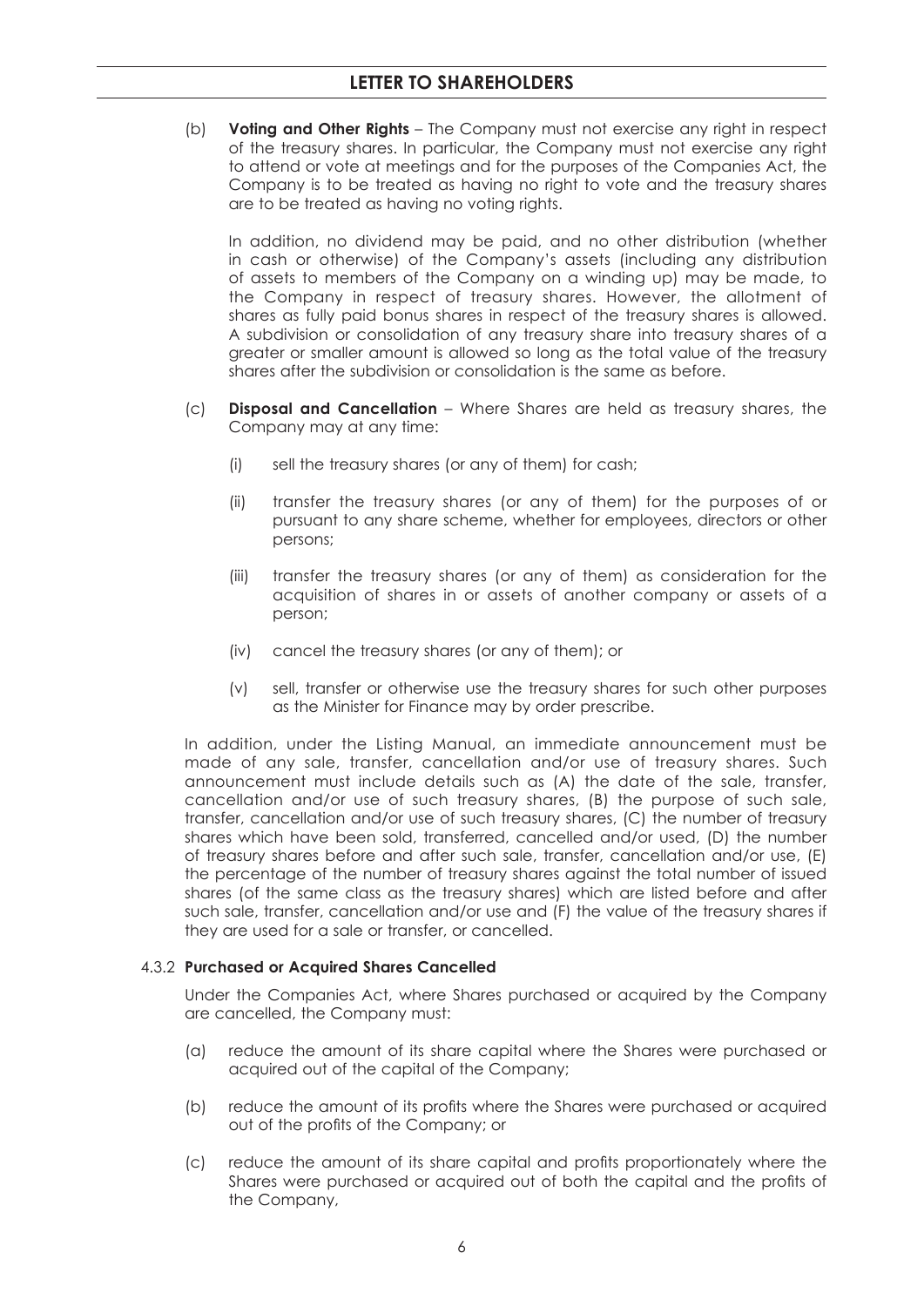(b) **Voting and Other Rights** – The Company must not exercise any right in respect of the treasury shares. In particular, the Company must not exercise any right to attend or vote at meetings and for the purposes of the Companies Act, the Company is to be treated as having no right to vote and the treasury shares are to be treated as having no voting rights.

In addition, no dividend may be paid, and no other distribution (whether in cash or otherwise) of the Company's assets (including any distribution of assets to members of the Company on a winding up) may be made, to the Company in respect of treasury shares. However, the allotment of shares as fully paid bonus shares in respect of the treasury shares is allowed. A subdivision or consolidation of any treasury share into treasury shares of a greater or smaller amount is allowed so long as the total value of the treasury shares after the subdivision or consolidation is the same as before.

(c) **Disposal and Cancellation** – Where Shares are held as treasury shares, the Company may at any time:

(i) sell the treasury shares (or any of them) for cash;

(ii) transfer the treasury shares (or any of them) for the purposes of or pursuant to any share scheme, whether for employees, directors or other persons;

(iii) transfer the treasury shares (or any of them) as consideration for the acquisition of shares in or assets of another company or assets of a person;

(iv) cancel the treasury shares (or any of them); or

(v) sell, transfer or otherwise use the treasury shares for such other purposes as the Minister for Finance may by order prescribe.

In addition, under the Listing Manual, an immediate announcement must be made of any sale, transfer, cancellation and/or use of treasury shares. Such announcement must include details such as (A) the date of the sale, transfer, cancellation and/or use of such treasury shares, (B) the purpose of such sale, transfer, cancellation and/or use of such treasury shares, (C) the number of treasury shares which have been sold, transferred, cancelled and/or used, (D) the number of treasury shares before and after such sale, transfer, cancellation and/or use, (E) the percentage of the number of treasury shares against the total number of issued shares (of the same class as the treasury shares) which are listed before and after such sale, transfer, cancellation and/or use and (F) the value of the treasury shares if they are used for a sale or transfer, or cancelled.

#### 4.3.2 Purchased or Acquired Shares Cancelled

Under the Companies Act, where Shares purchased or acquired by the Company are cancelled, the Company must:

(a) reduce the amount of its share capital where the Shares were purchased or acquired out of the capital of the Company;

(b) reduce the amount of its profits where the Shares were purchased or acquired out of the profits of the Company; or

(c) reduce the amount of its share capital and profits proportionately where the Shares were purchased or acquired out of both the capital and the profits of the Company,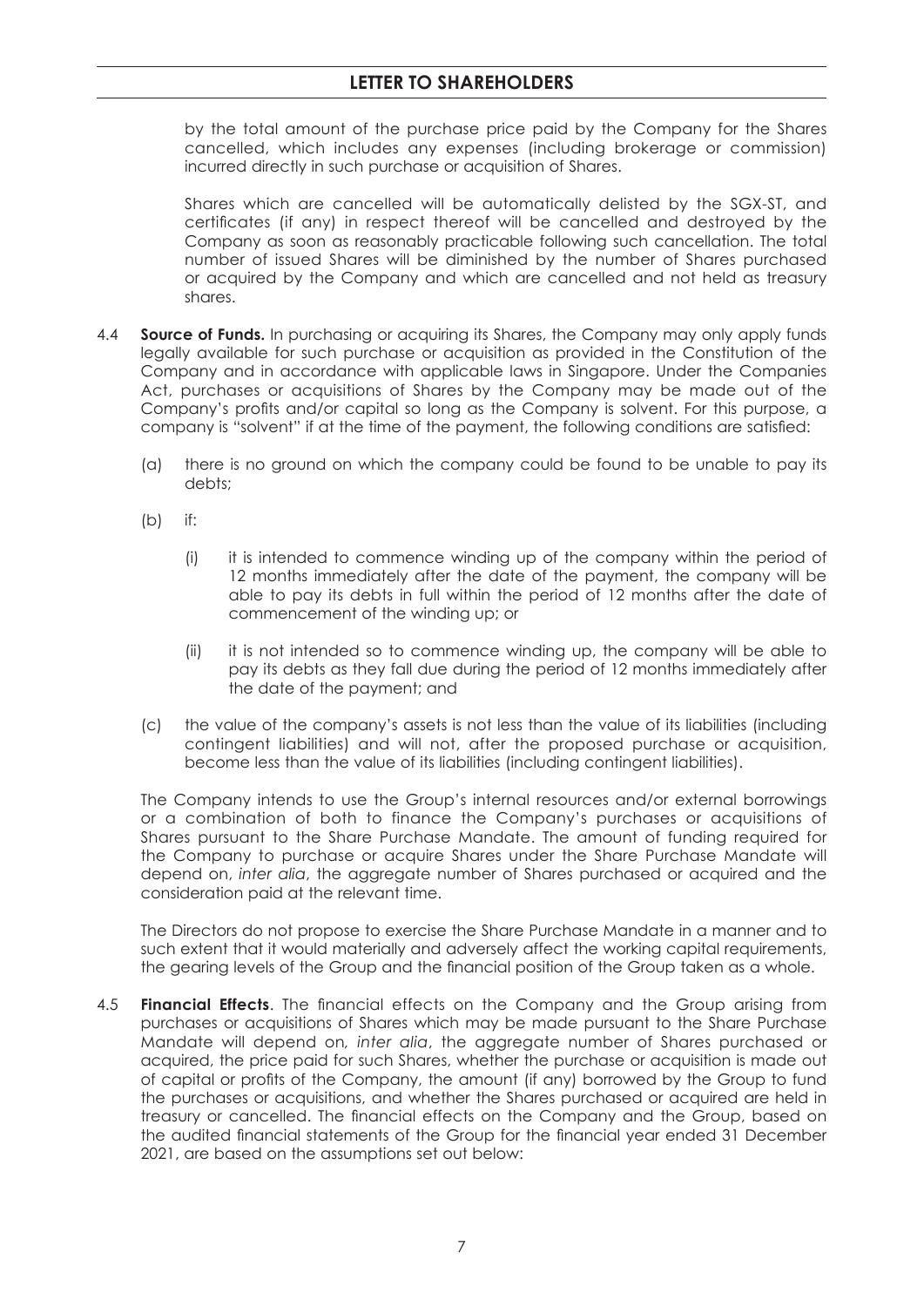by the total amount of the purchase price paid by the Company for the Shares cancelled, which includes any expenses (including brokerage or commission) incurred directly in such purchase or acquisition of Shares.

Shares which are cancelled will be automatically delisted by the SGX-ST, and certificates (if any) in respect thereof will be cancelled and destroyed by the Company as soon as reasonably practicable following such cancellation. The total number of issued Shares will be diminished by the number of Shares purchased or acquired by the Company and which are cancelled and not held as treasury shares.

4.4 **Source of Funds.** In purchasing or acquiring its Shares, the Company may only apply funds legally available for such purchase or acquisition as provided in the Constitution of the Company and in accordance with applicable laws in Singapore. Under the Companies Act, purchases or acquisitions of Shares by the Company may be made out of the Company's profits and/or capital so long as the Company is solvent. For this purpose, a company is "solvent" if at the time of the payment, the following conditions are satisfied:

(a) there is no ground on which the company could be found to be unable to pay its debts;

(b) if:

(i) it is intended to commence winding up of the company within the period of 12 months immediately after the date of the payment, the company will be able to pay its debts in full within the period of 12 months after the date of commencement of the winding up; or

(ii) it is not intended so to commence winding up, the company will be able to pay its debts as they fall due during the period of 12 months immediately after the date of the payment; and

(c) the value of the company's assets is not less than the value of its liabilities (including contingent liabilities) and will not, after the proposed purchase or acquisition, become less than the value of its liabilities (including contingent liabilities).

The Company intends to use the Group's internal resources and/or external borrowings or a combination of both to finance the Company's purchases or acquisitions of Shares pursuant to the Share Purchase Mandate. The amount of funding required for the Company to purchase or acquire Shares under the Share Purchase Mandate will depend on, *inter alia*, the aggregate number of Shares purchased or acquired and the consideration paid at the relevant time.

The Directors do not propose to exercise the Share Purchase Mandate in a manner and to such extent that it would materially and adversely affect the working capital requirements, the gearing levels of the Group and the financial position of the Group taken as a whole.

4.5 **Financial Effects**. The financial effects on the Company and the Group arising from purchases or acquisitions of Shares which may be made pursuant to the Share Purchase Mandate will depend on, *inter alia*, the aggregate number of Shares purchased or acquired, the price paid for such Shares, whether the purchase or acquisition is made out of capital or profits of the Company, the amount (if any) borrowed by the Group to fund the purchases or acquisitions, and whether the Shares purchased or acquired are held in treasury or cancelled. The financial effects on the Company and the Group, based on the audited financial statements of the Group for the financial year ended 31 December 2021, are based on the assumptions set out below: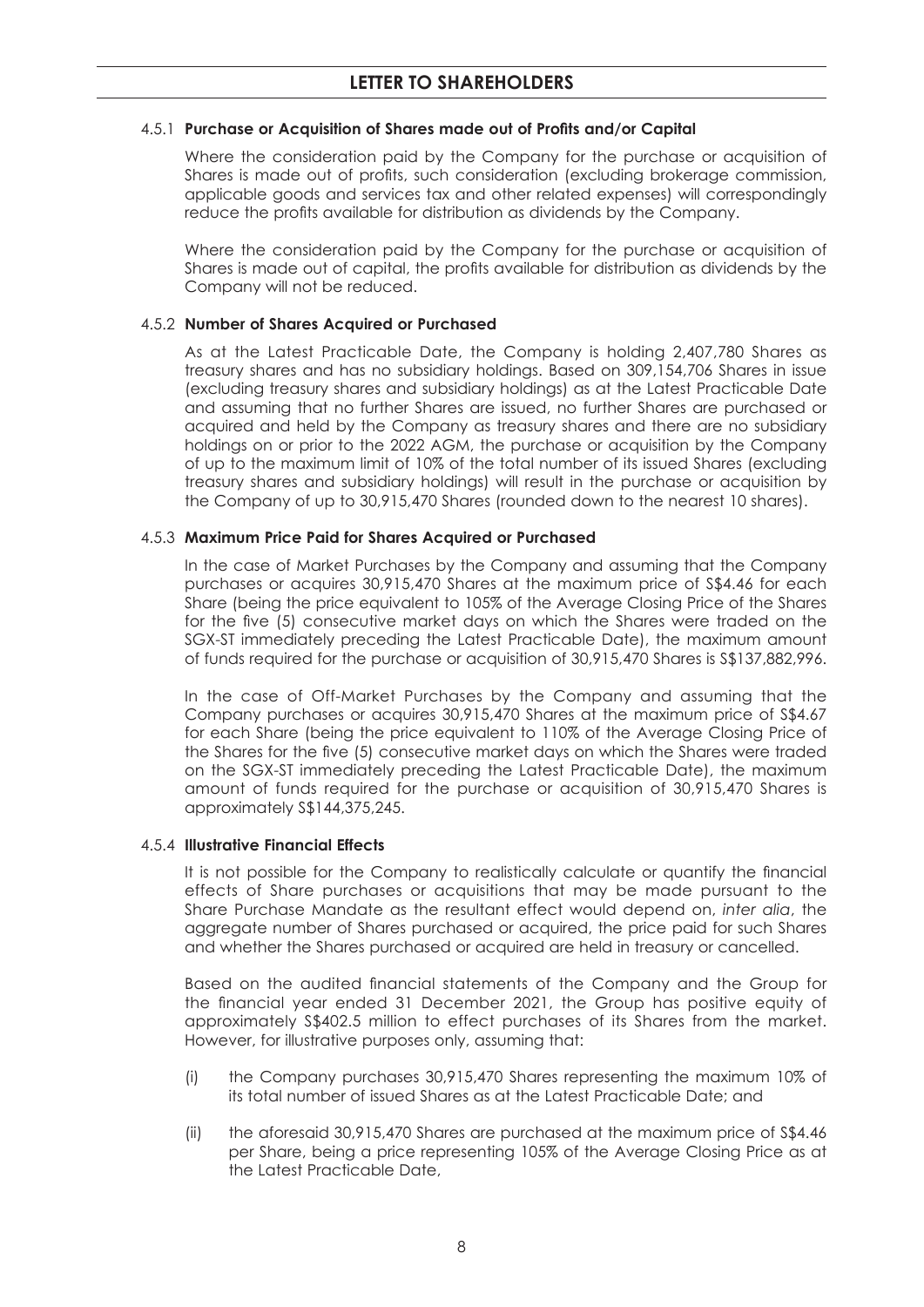#### 4.5.1 **Purchase or Acquisition of Shares made out of Profits and/or Capital**

Where the consideration paid by the Company for the purchase or acquisition of Shares is made out of profits, such consideration (excluding brokerage commission, applicable goods and services tax and other related expenses) will correspondingly reduce the profits available for distribution as dividends by the Company.

Where the consideration paid by the Company for the purchase or acquisition of Shares is made out of capital, the profits available for distribution as dividends by the Company will not be reduced.

#### 4.5.2 **Number of Shares Acquired or Purchased**

As at the Latest Practicable Date, the Company is holding 2,407,780 Shares as treasury shares and has no subsidiary holdings. Based on 309,154,706 Shares in issue (excluding treasury shares and subsidiary holdings) as at the Latest Practicable Date and assuming that no further Shares are issued, no further Shares are purchased or acquired and held by the Company as treasury shares and there are no subsidiary holdings on or prior to the 2022 AGM, the purchase or acquisition by the Company of up to the maximum limit of 10% of the total number of its issued Shares (excluding treasury shares and subsidiary holdings) will result in the purchase or acquisition by the Company of up to 30,915,470 Shares (rounded down to the nearest 10 shares).

#### 4.5.3 **Maximum Price Paid for Shares Acquired or Purchased**

In the case of Market Purchases by the Company and assuming that the Company purchases or acquires 30,915,470 Shares at the maximum price of S$4.46 for each Share (being the price equivalent to 105% of the Average Closing Price of the Shares for the five (5) consecutive market days on which the Shares were traded on the SGX-ST immediately preceding the Latest Practicable Date), the maximum amount of funds required for the purchase or acquisition of 30,915,470 Shares is S$137,882,996.

In the case of Off-Market Purchases by the Company and assuming that the Company purchases or acquires 30,915,470 Shares at the maximum price of S$4.67 for each Share (being the price equivalent to 110% of the Average Closing Price of the Shares for the five (5) consecutive market days on which the Shares were traded on the SGX-ST immediately preceding the Latest Practicable Date), the maximum amount of funds required for the purchase or acquisition of 30,915,470 Shares is approximately S$144,375,245.

#### 4.5.4 **Illustrative Financial Effects**

It is not possible for the Company to realistically calculate or quantify the financial effects of Share purchases or acquisitions that may be made pursuant to the Share Purchase Mandate as the resultant effect would depend on, *inter alia*, the aggregate number of Shares purchased or acquired, the price paid for such Shares and whether the Shares purchased or acquired are held in treasury or cancelled.

Based on the audited financial statements of the Company and the Group for the financial year ended 31 December 2021, the Group has positive equity of approximately S$402.5 million to effect purchases of its Shares from the market. However, for illustrative purposes only, assuming that:

(i) the Company purchases 30,915,470 Shares representing the maximum 10% of its total number of issued Shares as at the Latest Practicable Date; and

(ii) the aforesaid 30,915,470 Shares are purchased at the maximum price of S$4.46 per Share, being a price representing 105% of the Average Closing Price as at the Latest Practicable Date,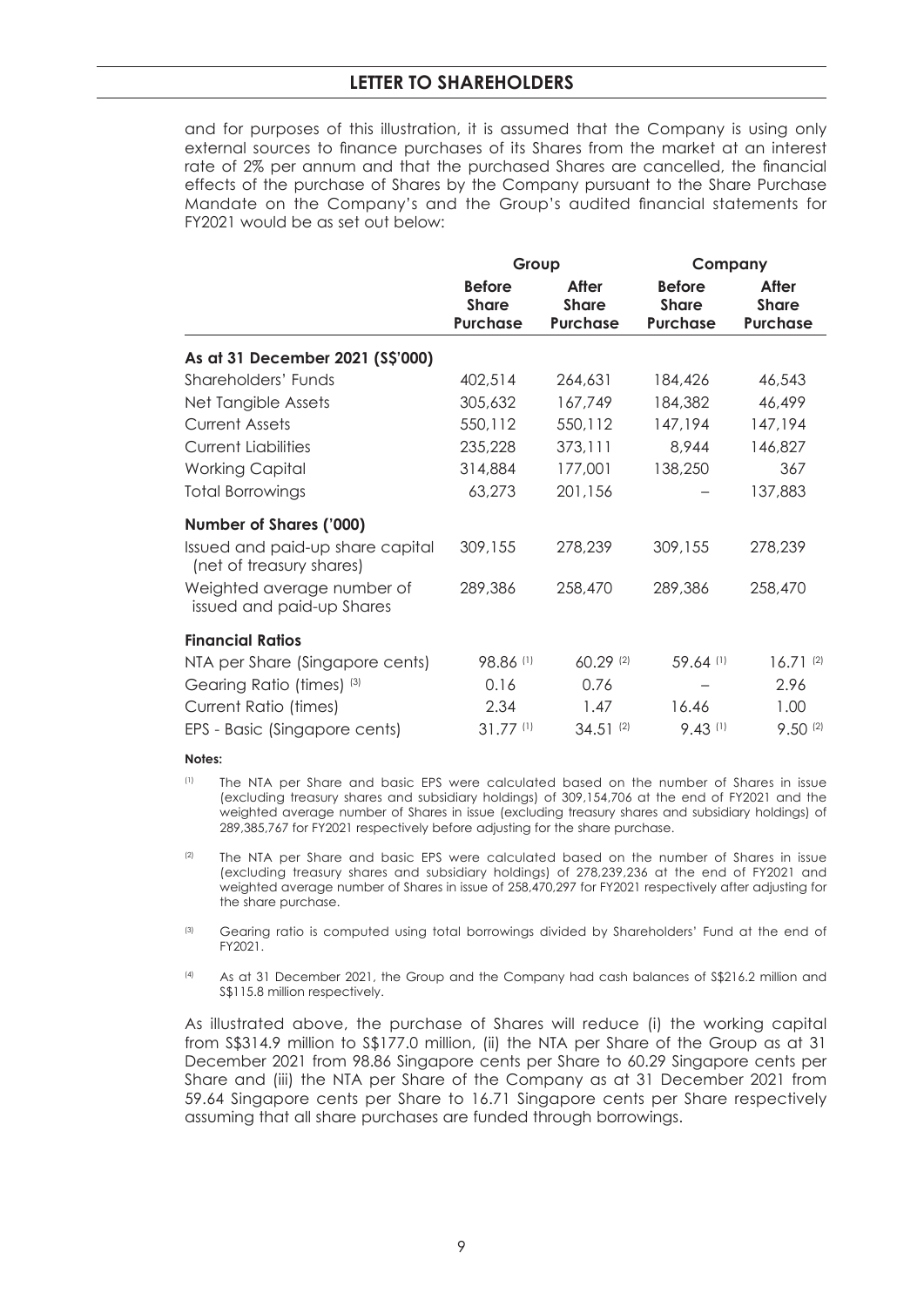and for purposes of this illustration, it is assumed that the Company is using only external sources to finance purchases of its Shares from the market at an interest rate of 2% per annum and that the purchased Shares are cancelled, the financial effects of the purchase of Shares by the Company pursuant to the Share Purchase Mandate on the Company's and the Group's audited financial statements for FY2021 would be as set out below:

| | Group | | Company | |
|---|---|---|---|---|
| | **Before Share Purchase** | **After Share Purchase** | **Before Share Purchase** | **After Share Purchase** |
| **As at 31 December 2021 (S$'000)** | | | | |
| Shareholders' Funds | 402,514 | 264,631 | 184,426 | 46,543 |
| Net Tangible Assets | 305,632 | 167,749 | 184,382 | 46,499 |
| Current Assets | 550,112 | 550,112 | 147,194 | 147,194 |
| Current Liabilities | 235,228 | 373,111 | 8,944 | 146,827 |
| Working Capital | 314,884 | 177,001 | 138,250 | 367 |
| Total Borrowings | 63,273 | 201,156 | – | 137,883 |
| **Number of Shares ('000)** | | | | |
| Issued and paid-up share capital (net of treasury shares) | 309,155 | 278,239 | 309,155 | 278,239 |
| Weighted average number of issued and paid-up Shares | 289,386 | 258,470 | 289,386 | 258,470 |
| **Financial Ratios** | | | | |
| NTA per Share (Singapore cents) | 98.86 [(1)] | 60.29 [(2)] | 59.64 [(1)] | 16.71 [(2)] |
| Gearing Ratio (times) [(3)] | 0.16 | 0.76 | – | 2.96 |
| Current Ratio (times) | 2.34 | 1.47 | 16.46 | 1.00 |
| EPS - Basic (Singapore cents) | 31.77 [(1)] | 34.51 [(2)] | 9.43 [(1)] | 9.50 [(2)] |

**Notes:**

(1) The NTA per Share and basic EPS were calculated based on the number of Shares in issue (excluding treasury shares and subsidiary holdings) of 309,154,706 at the end of FY2021 and the weighted average number of Shares in issue (excluding treasury shares and subsidiary holdings) of 289,385,767 for FY2021 respectively before adjusting for the share purchase.

(2) The NTA per Share and basic EPS were calculated based on the number of Shares in issue (excluding treasury shares and subsidiary holdings) of 278,239,236 at the end of FY2021 and weighted average number of Shares in issue of 258,470,297 for FY2021 respectively after adjusting for the share purchase.

(3) Gearing ratio is computed using total borrowings divided by Shareholders' Fund at the end of FY2021.

(4) As at 31 December 2021, the Group and the Company had cash balances of S$216.2 million and S$115.8 million respectively.

As illustrated above, the purchase of Shares will reduce (i) the working capital from S$314.9 million to S$177.0 million, (ii) the NTA per Share of the Group as at 31 December 2021 from 98.86 Singapore cents per Share to 60.29 Singapore cents per Share and (iii) the NTA per Share of the Company as at 31 December 2021 from 59.64 Singapore cents per Share to 16.71 Singapore cents per Share respectively assuming that all share purchases are funded through borrowings.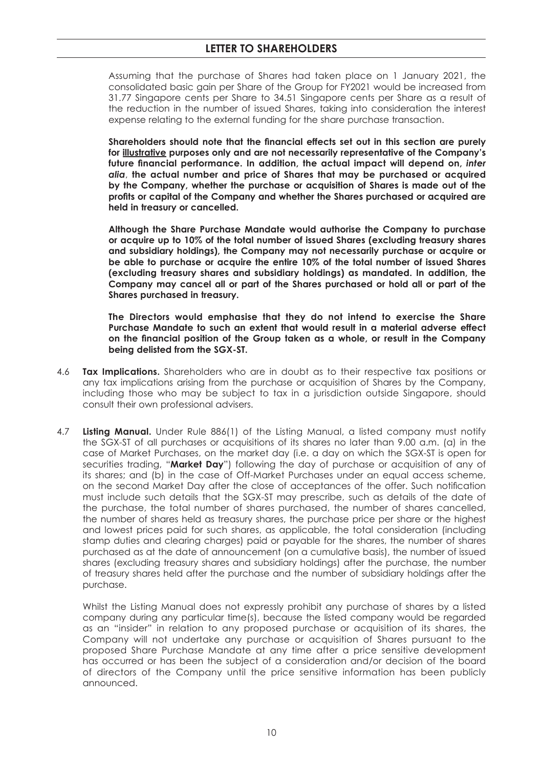Assuming that the purchase of Shares had taken place on 1 January 2021, the consolidated basic gain per Share of the Group for FY2021 would be increased from 31.77 Singapore cents per Share to 34.51 Singapore cents per Share as a result of the reduction in the number of issued Shares, taking into consideration the interest expense relating to the external funding for the share purchase transaction.

**Shareholders should note that the financial effects set out in this section are purely for <u>illustrative</u> purposes only and are not necessarily representative of the Company's future financial performance. In addition, the actual impact will depend on, *inter alia*, the actual number and price of Shares that may be purchased or acquired by the Company, whether the purchase or acquisition of Shares is made out of the profits or capital of the Company and whether the Shares purchased or acquired are held in treasury or cancelled.**

**Although the Share Purchase Mandate would authorise the Company to purchase or acquire up to 10% of the total number of issued Shares (excluding treasury shares and subsidiary holdings), the Company may not necessarily purchase or acquire or be able to purchase or acquire the entire 10% of the total number of issued Shares (excluding treasury shares and subsidiary holdings) as mandated. In addition, the Company may cancel all or part of the Shares purchased or hold all or part of the Shares purchased in treasury.**

**The Directors would emphasise that they do not intend to exercise the Share Purchase Mandate to such an extent that would result in a material adverse effect on the financial position of the Group taken as a whole, or result in the Company being delisted from the SGX-ST.**

4.6 **Tax Implications.** Shareholders who are in doubt as to their respective tax positions or any tax implications arising from the purchase or acquisition of Shares by the Company, including those who may be subject to tax in a jurisdiction outside Singapore, should consult their own professional advisers.

4.7 **Listing Manual.** Under Rule 886(1) of the Listing Manual, a listed company must notify the SGX-ST of all purchases or acquisitions of its shares no later than 9.00 a.m. (a) in the case of Market Purchases, on the market day (i.e. a day on which the SGX-ST is open for securities trading, "**Market Day**") following the day of purchase or acquisition of any of its shares; and (b) in the case of Off-Market Purchases under an equal access scheme, on the second Market Day after the close of acceptances of the offer. Such notification must include such details that the SGX-ST may prescribe, such as details of the date of the purchase, the total number of shares purchased, the number of shares cancelled, the number of shares held as treasury shares, the purchase price per share or the highest and lowest prices paid for such shares, as applicable, the total consideration (including stamp duties and clearing charges) paid or payable for the shares, the number of shares purchased as at the date of announcement (on a cumulative basis), the number of issued shares (excluding treasury shares and subsidiary holdings) after the purchase, the number of treasury shares held after the purchase and the number of subsidiary holdings after the purchase.

Whilst the Listing Manual does not expressly prohibit any purchase of shares by a listed company during any particular time(s), because the listed company would be regarded as an "insider" in relation to any proposed purchase or acquisition of its shares, the Company will not undertake any purchase or acquisition of Shares pursuant to the proposed Share Purchase Mandate at any time after a price sensitive development has occurred or has been the subject of a consideration and/or decision of the board of directors of the Company until the price sensitive information has been publicly announced.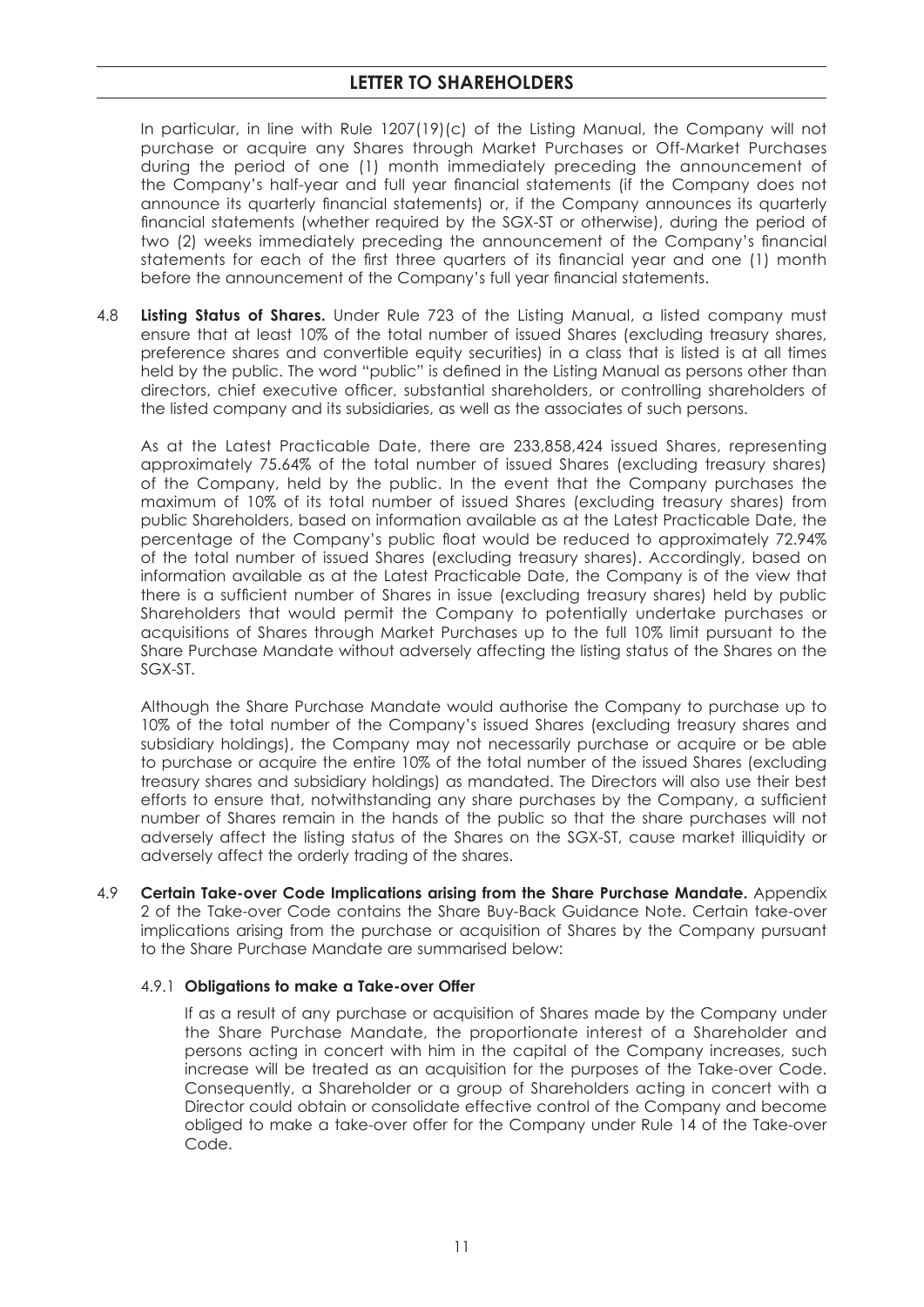In particular, in line with Rule 1207(19)(c) of the Listing Manual, the Company will not purchase or acquire any Shares through Market Purchases or Off-Market Purchases during the period of one (1) month immediately preceding the announcement of the Company's half-year and full year financial statements (if the Company does not announce its quarterly financial statements) or, if the Company announces its quarterly financial statements (whether required by the SGX-ST or otherwise), during the period of two (2) weeks immediately preceding the announcement of the Company's financial statements for each of the first three quarters of its financial year and one (1) month before the announcement of the Company's full year financial statements.

4.8 **Listing Status of Shares.** Under Rule 723 of the Listing Manual, a listed company must ensure that at least 10% of the total number of issued Shares (excluding treasury shares, preference shares and convertible equity securities) in a class that is listed is at all times held by the public. The word "public" is defined in the Listing Manual as persons other than directors, chief executive officer, substantial shareholders, or controlling shareholders of the listed company and its subsidiaries, as well as the associates of such persons.

As at the Latest Practicable Date, there are 233,858,424 issued Shares, representing approximately 75.64% of the total number of issued Shares (excluding treasury shares) of the Company, held by the public. In the event that the Company purchases the maximum of 10% of its total number of issued Shares (excluding treasury shares) from public Shareholders, based on information available as at the Latest Practicable Date, the percentage of the Company's public float would be reduced to approximately 72.94% of the total number of issued Shares (excluding treasury shares). Accordingly, based on information available as at the Latest Practicable Date, the Company is of the view that there is a sufficient number of Shares in issue (excluding treasury shares) held by public Shareholders that would permit the Company to potentially undertake purchases or acquisitions of Shares through Market Purchases up to the full 10% limit pursuant to the Share Purchase Mandate without adversely affecting the listing status of the Shares on the SGX-ST.

Although the Share Purchase Mandate would authorise the Company to purchase up to 10% of the total number of the Company's issued Shares (excluding treasury shares and subsidiary holdings), the Company may not necessarily purchase or acquire or be able to purchase or acquire the entire 10% of the total number of the issued Shares (excluding treasury shares and subsidiary holdings) as mandated. The Directors will also use their best efforts to ensure that, notwithstanding any share purchases by the Company, a sufficient number of Shares remain in the hands of the public so that the share purchases will not adversely affect the listing status of the Shares on the SGX-ST, cause market illiquidity or adversely affect the orderly trading of the shares.

4.9 **Certain Take-over Code Implications arising from the Share Purchase Mandate.** Appendix 2 of the Take-over Code contains the Share Buy-Back Guidance Note. Certain take-over implications arising from the purchase or acquisition of Shares by the Company pursuant to the Share Purchase Mandate are summarised below:

4.9.1 **Obligations to make a Take-over Offer**

If as a result of any purchase or acquisition of Shares made by the Company under the Share Purchase Mandate, the proportionate interest of a Shareholder and persons acting in concert with him in the capital of the Company increases, such increase will be treated as an acquisition for the purposes of the Take-over Code. Consequently, a Shareholder or a group of Shareholders acting in concert with a Director could obtain or consolidate effective control of the Company and become obliged to make a take-over offer for the Company under Rule 14 of the Take-over Code.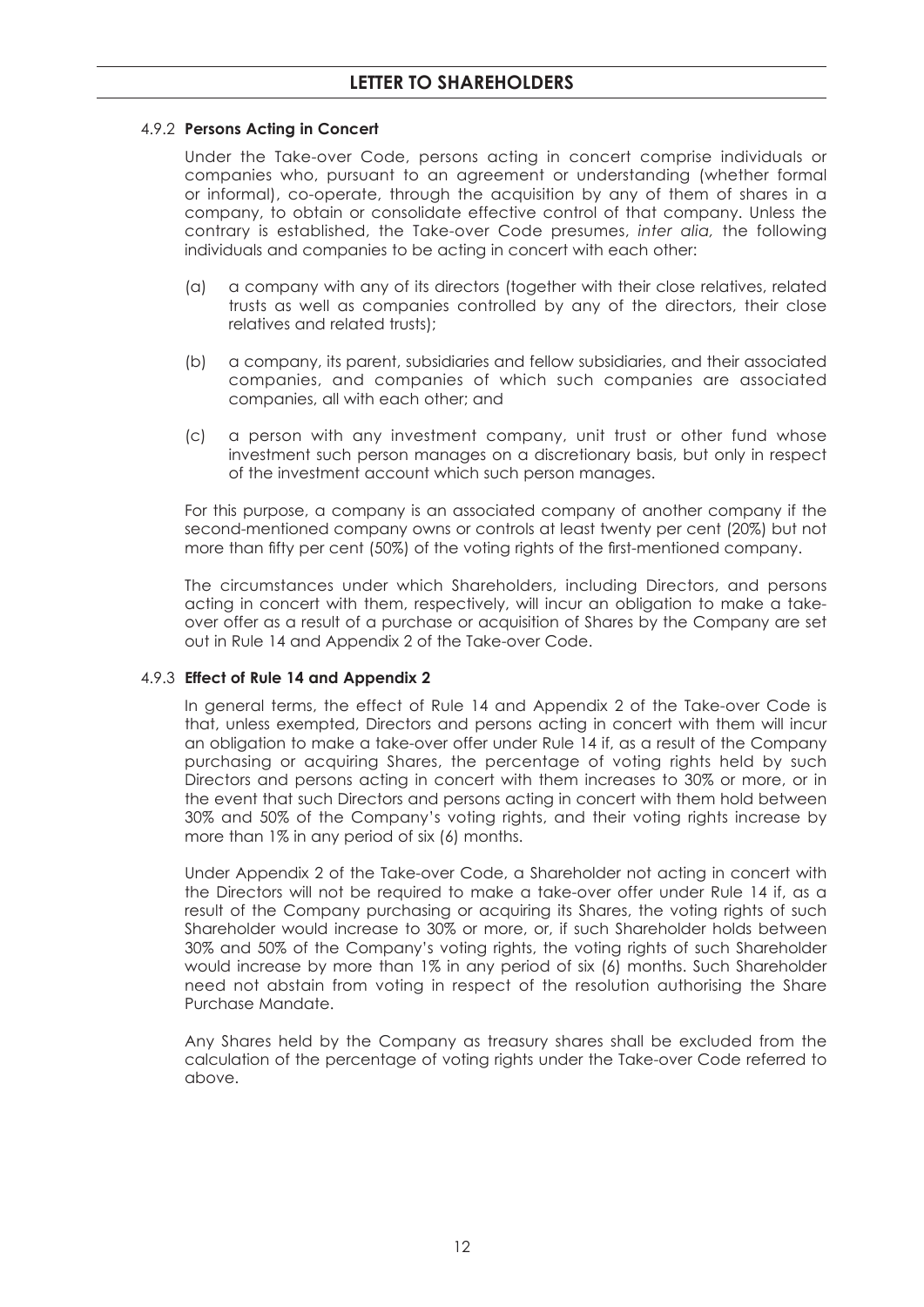#### 4.9.2 **Persons Acting in Concert**

Under the Take-over Code, persons acting in concert comprise individuals or companies who, pursuant to an agreement or understanding (whether formal or informal), co-operate, through the acquisition by any of them of shares in a company, to obtain or consolidate effective control of that company. Unless the contrary is established, the Take-over Code presumes, *inter alia,* the following individuals and companies to be acting in concert with each other:

(a) a company with any of its directors (together with their close relatives, related trusts as well as companies controlled by any of the directors, their close relatives and related trusts);

(b) a company, its parent, subsidiaries and fellow subsidiaries, and their associated companies, and companies of which such companies are associated companies, all with each other; and

(c) a person with any investment company, unit trust or other fund whose investment such person manages on a discretionary basis, but only in respect of the investment account which such person manages.

For this purpose, a company is an associated company of another company if the second-mentioned company owns or controls at least twenty per cent (20%) but not more than fifty per cent (50%) of the voting rights of the first-mentioned company.

The circumstances under which Shareholders, including Directors, and persons acting in concert with them, respectively, will incur an obligation to make a take-over offer as a result of a purchase or acquisition of Shares by the Company are set out in Rule 14 and Appendix 2 of the Take-over Code.

#### 4.9.3 **Effect of Rule 14 and Appendix 2**

In general terms, the effect of Rule 14 and Appendix 2 of the Take-over Code is that, unless exempted, Directors and persons acting in concert with them will incur an obligation to make a take-over offer under Rule 14 if, as a result of the Company purchasing or acquiring Shares, the percentage of voting rights held by such Directors and persons acting in concert with them increases to 30% or more, or in the event that such Directors and persons acting in concert with them hold between 30% and 50% of the Company's voting rights, and their voting rights increase by more than 1% in any period of six (6) months.

Under Appendix 2 of the Take-over Code, a Shareholder not acting in concert with the Directors will not be required to make a take-over offer under Rule 14 if, as a result of the Company purchasing or acquiring its Shares, the voting rights of such Shareholder would increase to 30% or more, or, if such Shareholder holds between 30% and 50% of the Company's voting rights, the voting rights of such Shareholder would increase by more than 1% in any period of six (6) months. Such Shareholder need not abstain from voting in respect of the resolution authorising the Share Purchase Mandate.

Any Shares held by the Company as treasury shares shall be excluded from the calculation of the percentage of voting rights under the Take-over Code referred to above.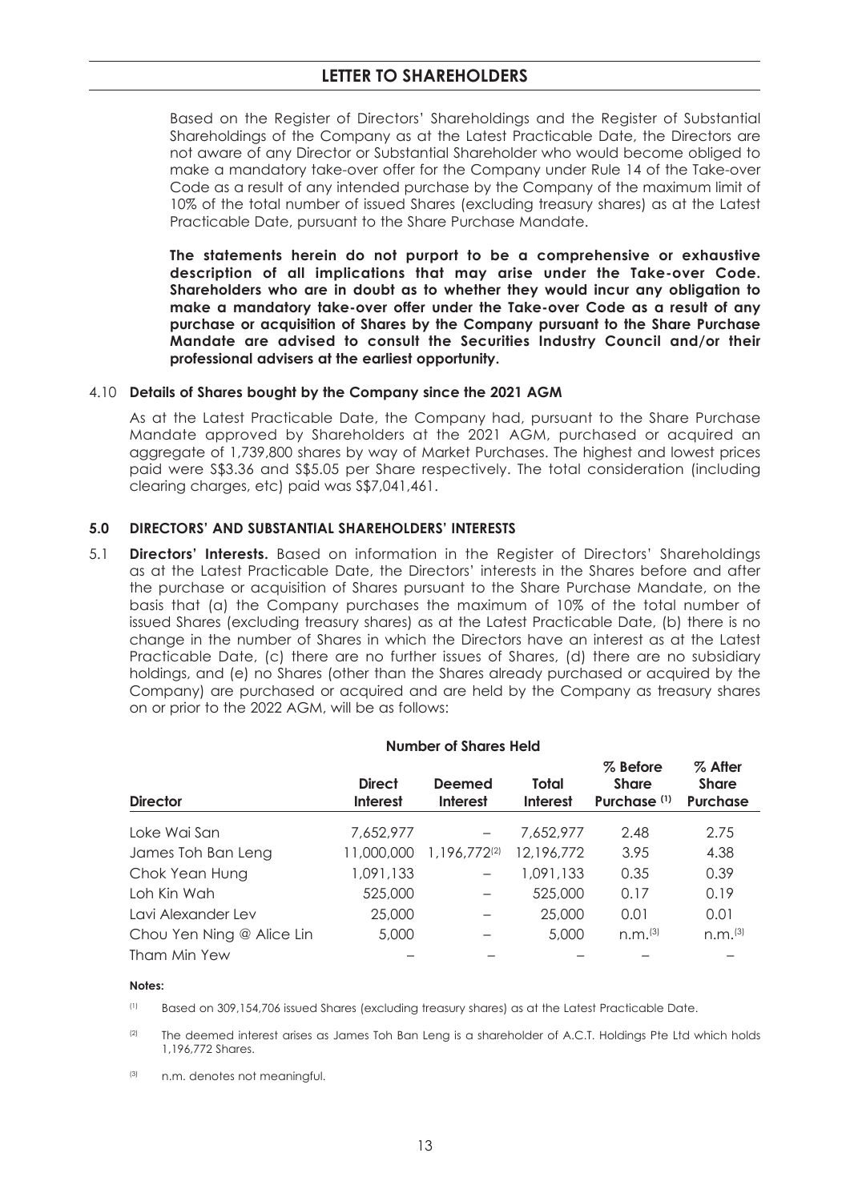Based on the Register of Directors' Shareholdings and the Register of Substantial Shareholdings of the Company as at the Latest Practicable Date, the Directors are not aware of any Director or Substantial Shareholder who would become obliged to make a mandatory take-over offer for the Company under Rule 14 of the Take-over Code as a result of any intended purchase by the Company of the maximum limit of 10% of the total number of issued Shares (excluding treasury shares) as at the Latest Practicable Date, pursuant to the Share Purchase Mandate.

**The statements herein do not purport to be a comprehensive or exhaustive description of all implications that may arise under the Take-over Code. Shareholders who are in doubt as to whether they would incur any obligation to make a mandatory take-over offer under the Take-over Code as a result of any purchase or acquisition of Shares by the Company pursuant to the Share Purchase Mandate are advised to consult the Securities Industry Council and/or their professional advisers at the earliest opportunity.**

### 4.10 Details of Shares bought by the Company since the 2021 AGM

As at the Latest Practicable Date, the Company had, pursuant to the Share Purchase Mandate approved by Shareholders at the 2021 AGM, purchased or acquired an aggregate of 1,739,800 shares by way of Market Purchases. The highest and lowest prices paid were S$3.36 and S$5.05 per Share respectively. The total consideration (including clearing charges, etc) paid was S$7,041,461.

## 5.0 DIRECTORS' AND SUBSTANTIAL SHAREHOLDERS' INTERESTS

5.1 **Directors' Interests.** Based on information in the Register of Directors' Shareholdings as at the Latest Practicable Date, the Directors' interests in the Shares before and after the purchase or acquisition of Shares pursuant to the Share Purchase Mandate, on the basis that (a) the Company purchases the maximum of 10% of the total number of issued Shares (excluding treasury shares) as at the Latest Practicable Date, (b) there is no change in the number of Shares in which the Directors have an interest as at the Latest Practicable Date, (c) there are no further issues of Shares, (d) there are no subsidiary holdings, and (e) no Shares (other than the Shares already purchased or acquired by the Company) are purchased or acquired and are held by the Company as treasury shares on or prior to the 2022 AGM, will be as follows:

| | Number of Shares Held | | | | |
|---|---|---|---|---|---|
| **Director** | **Direct Interest** | **Deemed Interest** | **Total Interest** | **% Before Share Purchase [(1)]** | **% After Share Purchase** |
| Loke Wai San | 7,652,977 | – | 7,652,977 | 2.48 | 2.75 |
| James Toh Ban Leng | 11,000,000 | 1,196,772[(2)] | 12,196,772 | 3.95 | 4.38 |
| Chok Yean Hung | 1,091,133 | – | 1,091,133 | 0.35 | 0.39 |
| Loh Kin Wah | 525,000 | – | 525,000 | 0.17 | 0.19 |
| Lavi Alexander Lev | 25,000 | – | 25,000 | 0.01 | 0.01 |
| Chou Yen Ning @ Alice Lin | 5,000 | – | 5,000 | n.m.[(3)] | n.m.[(3)] |
| Tham Min Yew | – | – | – | – | – |

**Notes:**

(1) Based on 309,154,706 issued Shares (excluding treasury shares) as at the Latest Practicable Date.

(2) The deemed interest arises as James Toh Ban Leng is a shareholder of A.C.T. Holdings Pte Ltd which holds 1,196,772 Shares.

(3) n.m. denotes not meaningful.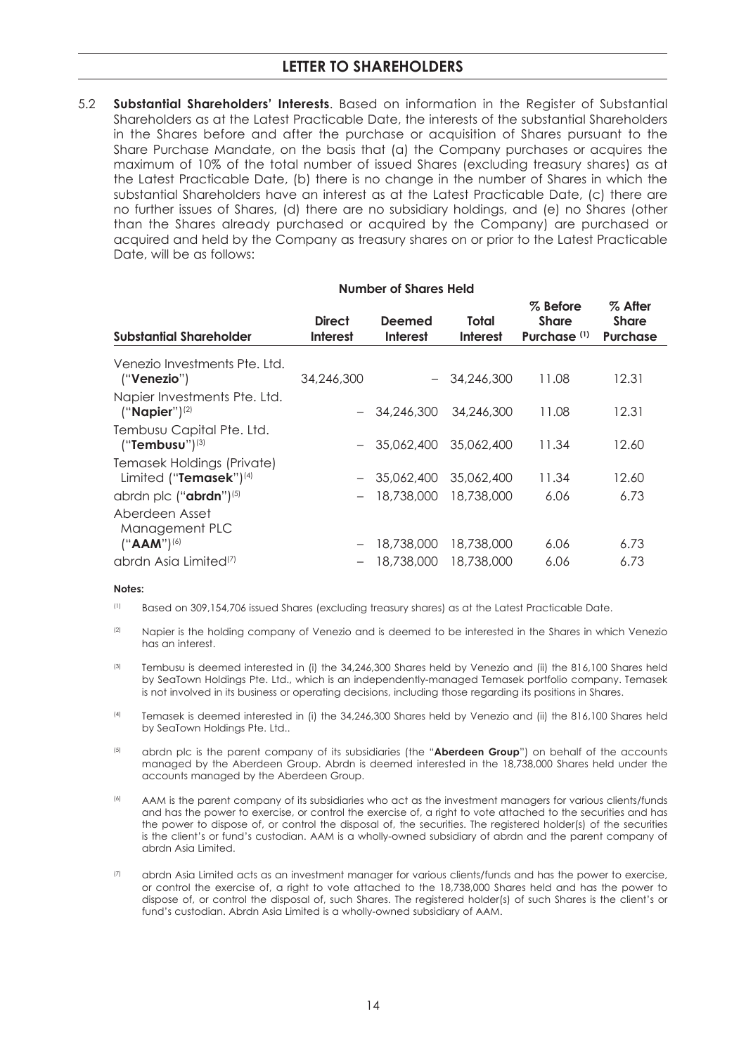## LETTER TO SHAREHOLDERS

5.2 **Substantial Shareholders' Interests**. Based on information in the Register of Substantial Shareholders as at the Latest Practicable Date, the interests of the substantial Shareholders in the Shares before and after the purchase or acquisition of Shares pursuant to the Share Purchase Mandate, on the basis that (a) the Company purchases or acquires the maximum of 10% of the total number of issued Shares (excluding treasury shares) as at the Latest Practicable Date, (b) there is no change in the number of Shares in which the substantial Shareholders have an interest as at the Latest Practicable Date, (c) there are no further issues of Shares, (d) there are no subsidiary holdings, and (e) no Shares (other than the Shares already purchased or acquired by the Company) are purchased or acquired and held by the Company as treasury shares on or prior to the Latest Practicable Date, will be as follows:

| | Number of Shares Held | | | | |
|---|---|---|---|---|---|
| **Substantial Shareholder** | **Direct Interest** | **Deemed Interest** | **Total Interest** | **% Before Share Purchase [1]** | **% After Share Purchase** |
| Venezio Investments Pte. Ltd. ("**Venezio**") | 34,246,300 | – | 34,246,300 | 11.08 | 12.31 |
| Napier Investments Pte. Ltd. ("**Napier**")[2] | – | 34,246,300 | 34,246,300 | 11.08 | 12.31 |
| Tembusu Capital Pte. Ltd. ("**Tembusu**")[3] | – | 35,062,400 | 35,062,400 | 11.34 | 12.60 |
| Temasek Holdings (Private) Limited ("**Temasek**")[4] | – | 35,062,400 | 35,062,400 | 11.34 | 12.60 |
| abrdn plc ("**abrdn**")[5] | – | 18,738,000 | 18,738,000 | 6.06 | 6.73 |
| Aberdeen Asset Management PLC ("**AAM**")[6] | – | 18,738,000 | 18,738,000 | 6.06 | 6.73 |
| abrdn Asia Limited[7] | – | 18,738,000 | 18,738,000 | 6.06 | 6.73 |

**Notes:**

[1] Based on 309,154,706 issued Shares (excluding treasury shares) as at the Latest Practicable Date.

[2] Napier is the holding company of Venezio and is deemed to be interested in the Shares in which Venezio has an interest.

[3] Tembusu is deemed interested in (i) the 34,246,300 Shares held by Venezio and (ii) the 816,100 Shares held by SeaTown Holdings Pte. Ltd., which is an independently-managed Temasek portfolio company. Temasek is not involved in its business or operating decisions, including those regarding its positions in Shares.

[4] Temasek is deemed interested in (i) the 34,246,300 Shares held by Venezio and (ii) the 816,100 Shares held by SeaTown Holdings Pte. Ltd..

[5] abrdn plc is the parent company of its subsidiaries (the "**Aberdeen Group**") on behalf of the accounts managed by the Aberdeen Group. Abrdn is deemed interested in the 18,738,000 Shares held under the accounts managed by the Aberdeen Group.

[6] AAM is the parent company of its subsidiaries who act as the investment managers for various clients/funds and has the power to exercise, or control the exercise of, a right to vote attached to the securities and has the power to dispose of, or control the disposal of, the securities. The registered holder(s) of the securities is the client's or fund's custodian. AAM is a wholly-owned subsidiary of abrdn and the parent company of abrdn Asia Limited.

[7] abrdn Asia Limited acts as an investment manager for various clients/funds and has the power to exercise, or control the exercise of, a right to vote attached to the 18,738,000 Shares held and has the power to dispose of, or control the disposal of, such Shares. The registered holder(s) of such Shares is the client's or fund's custodian. Abrdn Asia Limited is a wholly-owned subsidiary of AAM.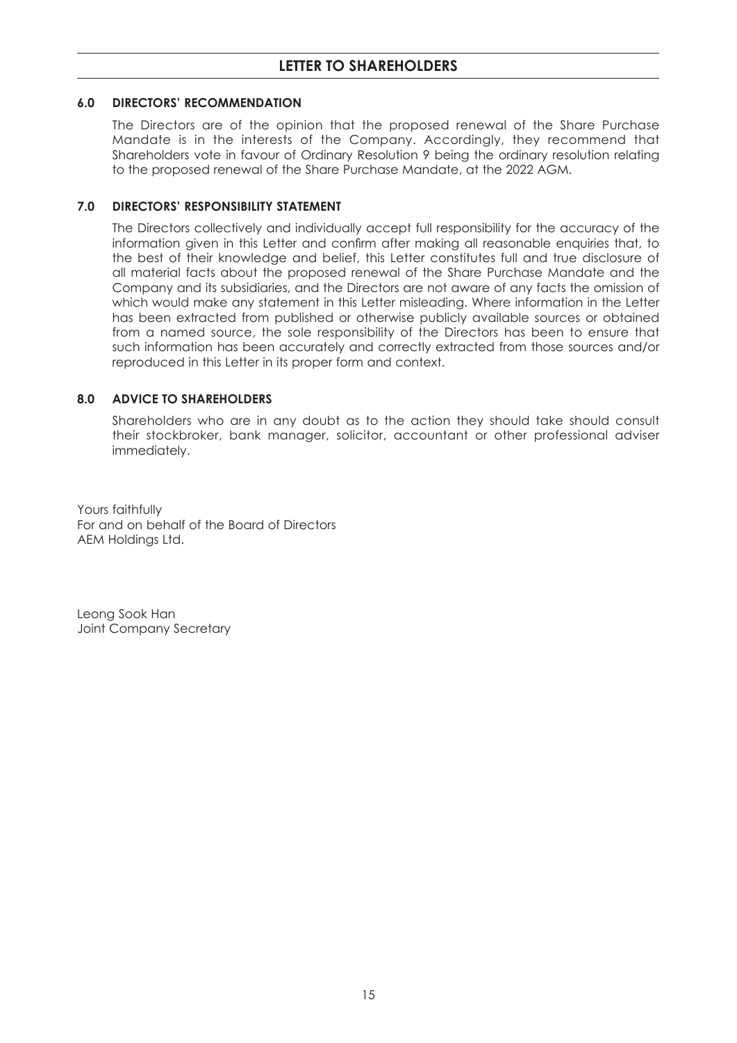## LETTER TO SHAREHOLDERS

### 6.0 DIRECTORS' RECOMMENDATION

The Directors are of the opinion that the proposed renewal of the Share Purchase Mandate is in the interests of the Company. Accordingly, they recommend that Shareholders vote in favour of Ordinary Resolution 9 being the ordinary resolution relating to the proposed renewal of the Share Purchase Mandate, at the 2022 AGM.

### 7.0 DIRECTORS' RESPONSIBILITY STATEMENT

The Directors collectively and individually accept full responsibility for the accuracy of the information given in this Letter and confirm after making all reasonable enquiries that, to the best of their knowledge and belief, this Letter constitutes full and true disclosure of all material facts about the proposed renewal of the Share Purchase Mandate and the Company and its subsidiaries, and the Directors are not aware of any facts the omission of which would make any statement in this Letter misleading. Where information in the Letter has been extracted from published or otherwise publicly available sources or obtained from a named source, the sole responsibility of the Directors has been to ensure that such information has been accurately and correctly extracted from those sources and/or reproduced in this Letter in its proper form and context.

### 8.0 ADVICE TO SHAREHOLDERS

Shareholders who are in any doubt as to the action they should take should consult their stockbroker, bank manager, solicitor, accountant or other professional adviser immediately.

Yours faithfully
For and on behalf of the Board of Directors
AEM Holdings Ltd.

Leong Sook Han
Joint Company Secretary